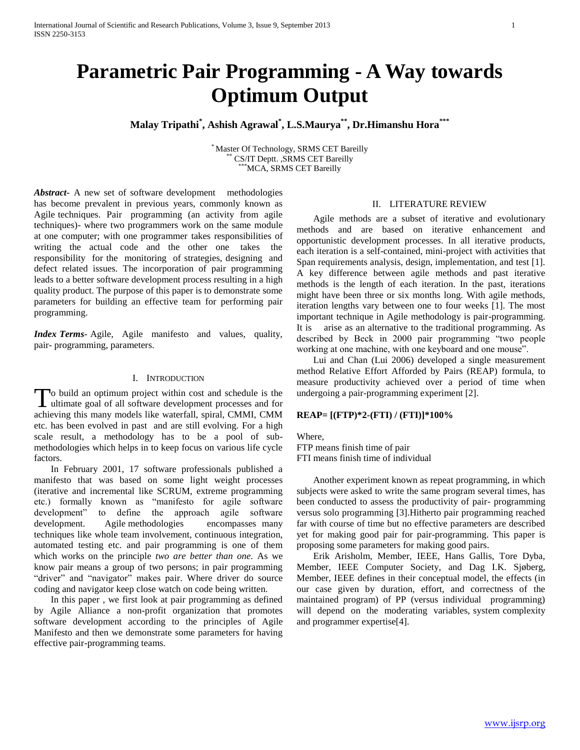# Parametric Pair Programming - A Way towards Optimum Output

**Malay Tripathi[*], Ashish Agrawal[*], L.S.Maurya[**], Dr.Himanshu Hora[***]**

[*] Master Of Technology, SRMS CET Bareilly
[**] CS/IT Deptt. ,SRMS CET Bareilly
[***]MCA, SRMS CET Bareilly

***Abstract***- A new set of software development methodologies has become prevalent in previous years, commonly known as Agile techniques. Pair programming (an activity from agile techniques)- where two programmers work on the same module at one computer; with one programmer takes responsibilities of writing the actual code and the other one takes the responsibility for the monitoring of strategies, designing and defect related issues. The incorporation of pair programming leads to a better software development process resulting in a high quality product. The purpose of this paper is to demonstrate some parameters for building an effective team for performing pair programming.

***Index Terms***- Agile, Agile manifesto and values, quality, pair- programming, parameters.

## I. Introduction

To build an optimum project within cost and schedule is the ultimate goal of all software development processes and for achieving this many models like waterfall, spiral, CMMI, CMM etc. has been evolved in past and are still evolving. For a high scale result, a methodology has to be a pool of sub-methodologies which helps in to keep focus on various life cycle factors.

In February 2001, 17 software professionals published a manifesto that was based on some light weight processes (iterative and incremental like SCRUM, extreme programming etc.) formally known as "manifesto for agile software development" to define the approach agile software development. Agile methodologies encompasses many techniques like whole team involvement, continuous integration, automated testing etc. and pair programming is one of them which works on the principle *two are better than one.* As we know pair means a group of two persons; in pair programming "driver" and "navigator" makes pair. Where driver do source coding and navigator keep close watch on code being written.

In this paper , we first look at pair programming as defined by Agile Alliance a non-profit organization that promotes software development according to the principles of Agile Manifesto and then we demonstrate some parameters for having effective pair-programming teams.

## II. Literature Review

Agile methods are a subset of iterative and evolutionary methods and are based on iterative enhancement and opportunistic development processes. In all iterative products, each iteration is a self-contained, mini-project with activities that Span requirements analysis, design, implementation, and test [1]. A key difference between agile methods and past iterative methods is the length of each iteration. In the past, iterations might have been three or six months long. With agile methods, iteration lengths vary between one to four weeks [1]. The most important technique in Agile methodology is pair-programming. It is arise as an alternative to the traditional programming. As described by Beck in 2000 pair programming "two people working at one machine, with one keyboard and one mouse".

Lui and Chan (Lui 2006) developed a single measurement method Relative Effort Afforded by Pairs (REAP) formula, to measure productivity achieved over a period of time when undergoing a pair-programming experiment [2].

**REAP= [(FTP)*2-(FTI) / (FTI)]*100%**

Where,
FTP means finish time of pair
FTI means finish time of individual

Another experiment known as repeat programming, in which subjects were asked to write the same program several times, has been conducted to assess the productivity of pair- programming versus solo programming [3].Hitherto pair programming reached far with course of time but no effective parameters are described yet for making good pair for pair-programming. This paper is proposing some parameters for making good pairs.

Erik Arisholm, Member, IEEE, Hans Gallis, Tore Dyba, Member, IEEE Computer Society, and Dag I.K. Sjøberg, Member, IEEE defines in their conceptual model, the effects (in our case given by duration, effort, and correctness of the maintained program) of PP (versus individual programming) will depend on the moderating variables, system complexity and programmer expertise[4].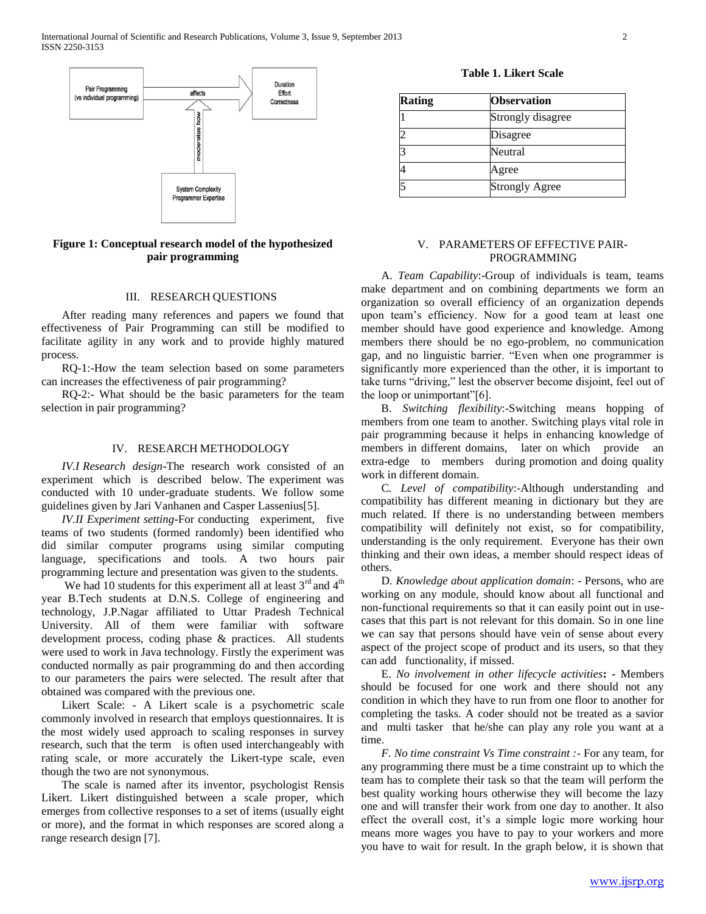**Figure 1: Conceptual research model of the hypothesized pair programming**

## III. RESEARCH QUESTIONS

After reading many references and papers we found that effectiveness of Pair Programming can still be modified to facilitate agility in any work and to provide highly matured process.

RQ-1:-How the team selection based on some parameters can increases the effectiveness of pair programming?

RQ-2:- What should be the basic parameters for the team selection in pair programming?

## IV. RESEARCH METHODOLOGY

*IV.I Research design*-The research work consisted of an experiment which is described below. The experiment was conducted with 10 under-graduate students. We follow some guidelines given by Jari Vanhanen and Casper Lassenius[5].

*IV.II Experiment setting*-For conducting experiment, five teams of two students (formed randomly) been identified who did similar computer programs using similar computing language, specifications and tools. A two hours pair programming lecture and presentation was given to the students.

We had 10 students for this experiment all at least 3rd and 4th year B.Tech students at D.N.S. College of engineering and technology, J.P.Nagar affiliated to Uttar Pradesh Technical University. All of them were familiar with software development process, coding phase & practices. All students were used to work in Java technology. Firstly the experiment was conducted normally as pair programming do and then according to our parameters the pairs were selected. The result after that obtained was compared with the previous one.

Likert Scale: - A Likert scale is a psychometric scale commonly involved in research that employs questionnaires. It is the most widely used approach to scaling responses in survey research, such that the term is often used interchangeably with rating scale, or more accurately the Likert-type scale, even though the two are not synonymous.

The scale is named after its inventor, psychologist Rensis Likert. Likert distinguished between a scale proper, which emerges from collective responses to a set of items (usually eight or more), and the format in which responses are scored along a range research design [7].

**Table 1. Likert Scale**

| Rating | Observation |
|---|---|
| 1 | Strongly disagree |
| 2 | Disagree |
| 3 | Neutral |
| 4 | Agree |
| 5 | Strongly Agree |

## V. PARAMETERS OF EFFECTIVE PAIR-PROGRAMMING

A. *Team Capability*:-Group of individuals is team, teams make department and on combining departments we form an organization so overall efficiency of an organization depends upon team's efficiency. Now for a good team at least one member should have good experience and knowledge. Among members there should be no ego-problem, no communication gap, and no linguistic barrier. "Even when one programmer is significantly more experienced than the other, it is important to take turns "driving," lest the observer become disjoint, feel out of the loop or unimportant"[6].

B. *Switching flexibility*:-Switching means hopping of members from one team to another. Switching plays vital role in pair programming because it helps in enhancing knowledge of members in different domains, later on which provide an extra-edge to members during promotion and doing quality work in different domain.

C. *Level of compatibility*:-Although understanding and compatibility has different meaning in dictionary but they are much related. If there is no understanding between members compatibility will definitely not exist, so for compatibility, understanding is the only requirement. Everyone has their own thinking and their own ideas, a member should respect ideas of others.

D. *Knowledge about application domain*: - Persons, who are working on any module, should know about all functional and non-functional requirements so that it can easily point out in use-cases that this part is not relevant for this domain. So in one line we can say that persons should have vein of sense about every aspect of the project scope of product and its users, so that they can add functionality, if missed.

E. *No involvement in other lifecycle activities***:** - Members should be focused for one work and there should not any condition in which they have to run from one floor to another for completing the tasks. A coder should not be treated as a savior and multi tasker that he/she can play any role you want at a time.

F. *No time constraint Vs Time constraint :*- For any team, for any programming there must be a time constraint up to which the team has to complete their task so that the team will perform the best quality working hours otherwise they will become the lazy one and will transfer their work from one day to another. It also effect the overall cost, it's a simple logic more working hour means more wages you have to pay to your workers and more you have to wait for result. In the graph below, it is shown that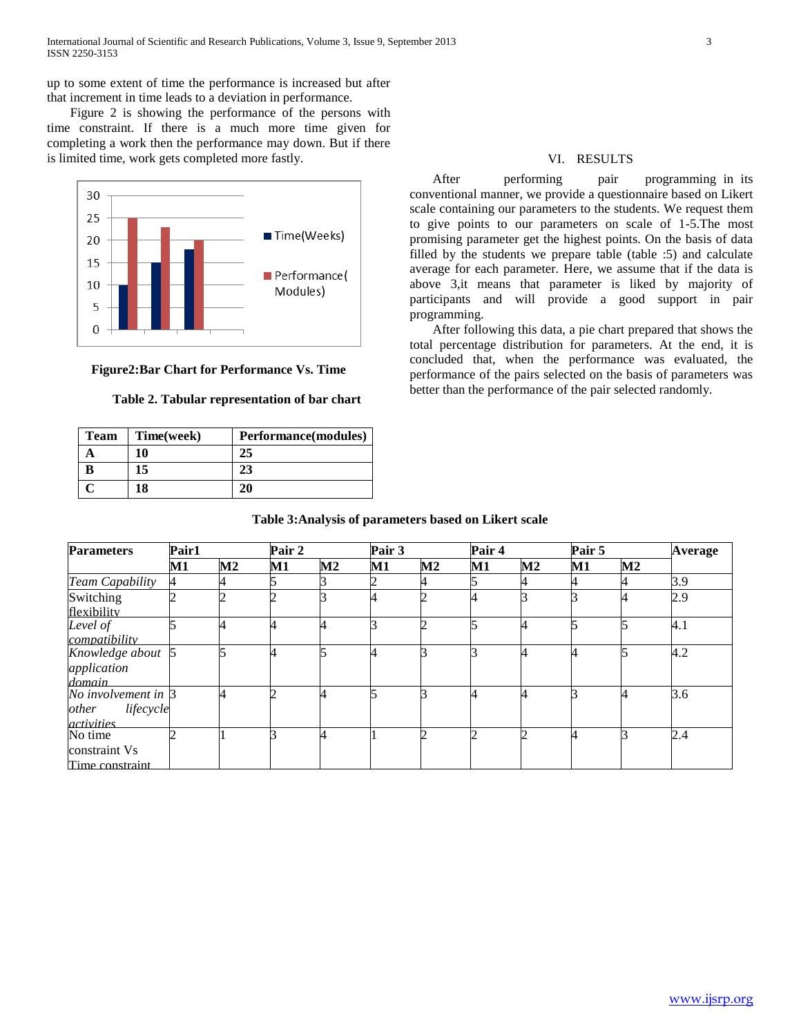up to some extent of time the performance is increased but after that increment in time leads to a deviation in performance.

Figure 2 is showing the performance of the persons with time constraint. If there is a much more time given for completing a work then the performance may down. But if there is limited time, work gets completed more fastly.

**Figure2:Bar Chart for Performance Vs. Time**

**Table 2. Tabular representation of bar chart**

| Team | Time(week) | Performance(modules) |
|---|---|---|
| A | 10 | 25 |
| B | 15 | 23 |
| C | 18 | 20 |

## VI. RESULTS

After performing pair programming in its conventional manner, we provide a questionnaire based on Likert scale containing our parameters to the students. We request them to give points to our parameters on scale of 1-5.The most promising parameter get the highest points. On the basis of data filled by the students we prepare table (table :5) and calculate average for each parameter. Here, we assume that if the data is above 3,it means that parameter is liked by majority of participants and will provide a good support in pair programming.

After following this data, a pie chart prepared that shows the total percentage distribution for parameters. At the end, it is concluded that, when the performance was evaluated, the performance of the pairs selected on the basis of parameters was better than the performance of the pair selected randomly.

**Table 3:Analysis of parameters based on Likert scale**

| Parameters | Pair1 | | Pair 2 | | Pair 3 | | Pair 4 | | Pair 5 | | Average |
|---|---|---|---|---|---|---|---|---|---|---|---|
| | M1 | M2 | M1 | M2 | M1 | M2 | M1 | M2 | M1 | M2 | |
| *Team Capability* | 4 | 4 | 5 | 3 | 2 | 4 | 5 | 4 | 4 | 4 | 3.9 |
| Switching flexibility | 2 | 2 | 2 | 3 | 4 | 2 | 4 | 3 | 3 | 4 | 2.9 |
| *Level of compatibility* | 5 | 4 | 4 | 4 | 3 | 2 | 5 | 4 | 5 | 5 | 4.1 |
| *Knowledge about application domain* | 5 | 5 | 4 | 5 | 4 | 3 | 3 | 4 | 4 | 5 | 4.2 |
| *No involvement in other lifecycle activities* | 3 | 4 | 2 | 4 | 5 | 3 | 4 | 4 | 3 | 4 | 3.6 |
| No time constraint Vs Time constraint | 2 | 1 | 3 | 4 | 1 | 2 | 2 | 2 | 4 | 3 | 2.4 |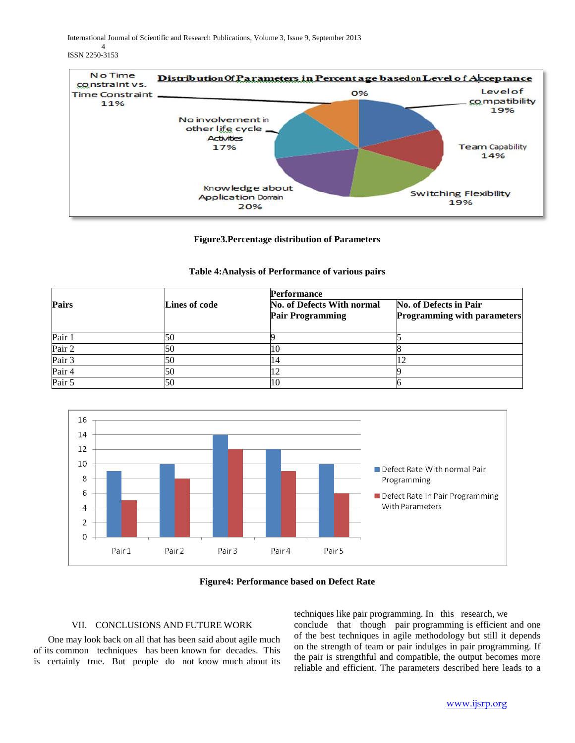**Figure3.Percentage distribution of Parameters**

**Table 4:Analysis of Performance of various pairs**

| Pairs | Lines of code | Performance | |
|---|---|---|---|
| | | No. of Defects With normal Pair Programming | No. of Defects in Pair Programming with parameters |
| Pair 1 | 50 | 9 | 5 |
| Pair 2 | 50 | 10 | 8 |
| Pair 3 | 50 | 14 | 12 |
| Pair 4 | 50 | 12 | 9 |
| Pair 5 | 50 | 10 | 6 |

**Figure4: Performance based on Defect Rate**

## VII. CONCLUSIONS AND FUTURE WORK

One may look back on all that has been said about agile much of its common techniques has been known for decades. This is certainly true. But people do not know much about its techniques like pair programming. In this research, we conclude that though pair programming is efficient and one of the best techniques in agile methodology but still it depends on the strength of team or pair indulges in pair programming. If the pair is strengthful and compatible, the output becomes more reliable and efficient. The parameters described here leads to a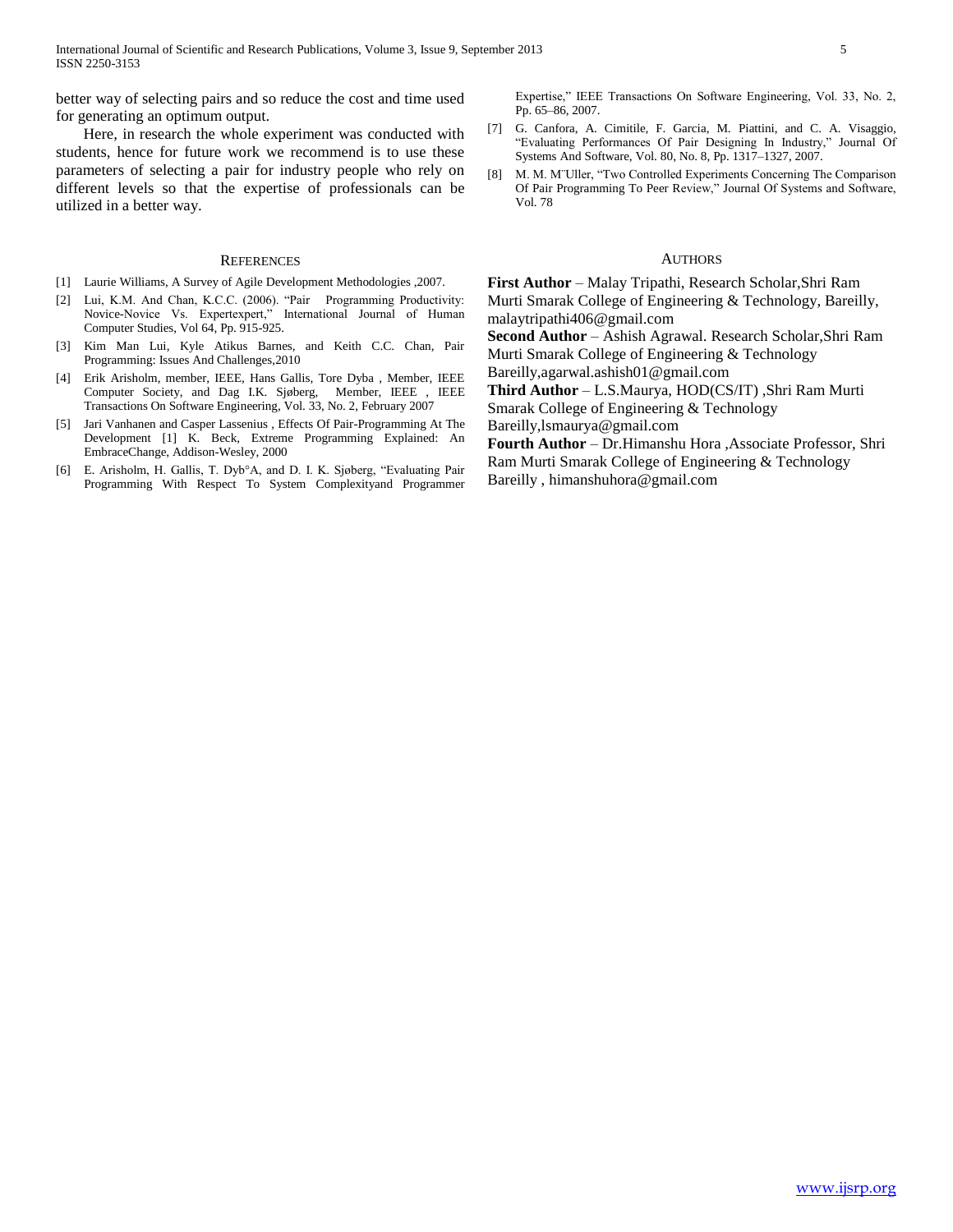better way of selecting pairs and so reduce the cost and time used for generating an optimum output.

Here, in research the whole experiment was conducted with students, hence for future work we recommend is to use these parameters of selecting a pair for industry people who rely on different levels so that the expertise of professionals can be utilized in a better way.

## References

[1] Laurie Williams, A Survey of Agile Development Methodologies ,2007.

[2] Lui, K.M. And Chan, K.C.C. (2006). "Pair Programming Productivity: Novice-Novice Vs. Expertexpert," International Journal of Human Computer Studies, Vol 64, Pp. 915-925.

[3] Kim Man Lui, Kyle Atikus Barnes, and Keith C.C. Chan, Pair Programming: Issues And Challenges,2010

[4] Erik Arisholm, member, IEEE, Hans Gallis, Tore Dyba , Member, IEEE Computer Society, and Dag I.K. Sjøberg, Member, IEEE , IEEE Transactions On Software Engineering, Vol. 33, No. 2, February 2007

[5] Jari Vanhanen and Casper Lassenius , Effects Of Pair-Programming At The Development [1] K. Beck, Extreme Programming Explained: An EmbraceChange, Addison-Wesley, 2000

[6] E. Arisholm, H. Gallis, T. Dyb°A, and D. I. K. Sjøberg, "Evaluating Pair Programming With Respect To System Complexityand Programmer Expertise," IEEE Transactions On Software Engineering, Vol. 33, No. 2, Pp. 65–86, 2007.

[7] G. Canfora, A. Cimitile, F. Garcia, M. Piattini, and C. A. Visaggio, "Evaluating Performances Of Pair Designing In Industry," Journal Of Systems And Software, Vol. 80, No. 8, Pp. 1317–1327, 2007.

[8] M. M. M¨Uller, "Two Controlled Experiments Concerning The Comparison Of Pair Programming To Peer Review," Journal Of Systems and Software, Vol. 78

## Authors

**First Author** – Malay Tripathi, Research Scholar,Shri Ram Murti Smarak College of Engineering & Technology, Bareilly, malaytripathi406@gmail.com

**Second Author** – Ashish Agrawal. Research Scholar,Shri Ram Murti Smarak College of Engineering & Technology Bareilly,agarwal.ashish01@gmail.com

**Third Author** – L.S.Maurya, HOD(CS/IT) ,Shri Ram Murti Smarak College of Engineering & Technology Bareilly,lsmaurya@gmail.com

**Fourth Author** – Dr.Himanshu Hora ,Associate Professor, Shri Ram Murti Smarak College of Engineering & Technology Bareilly , himanshuhora@gmail.com